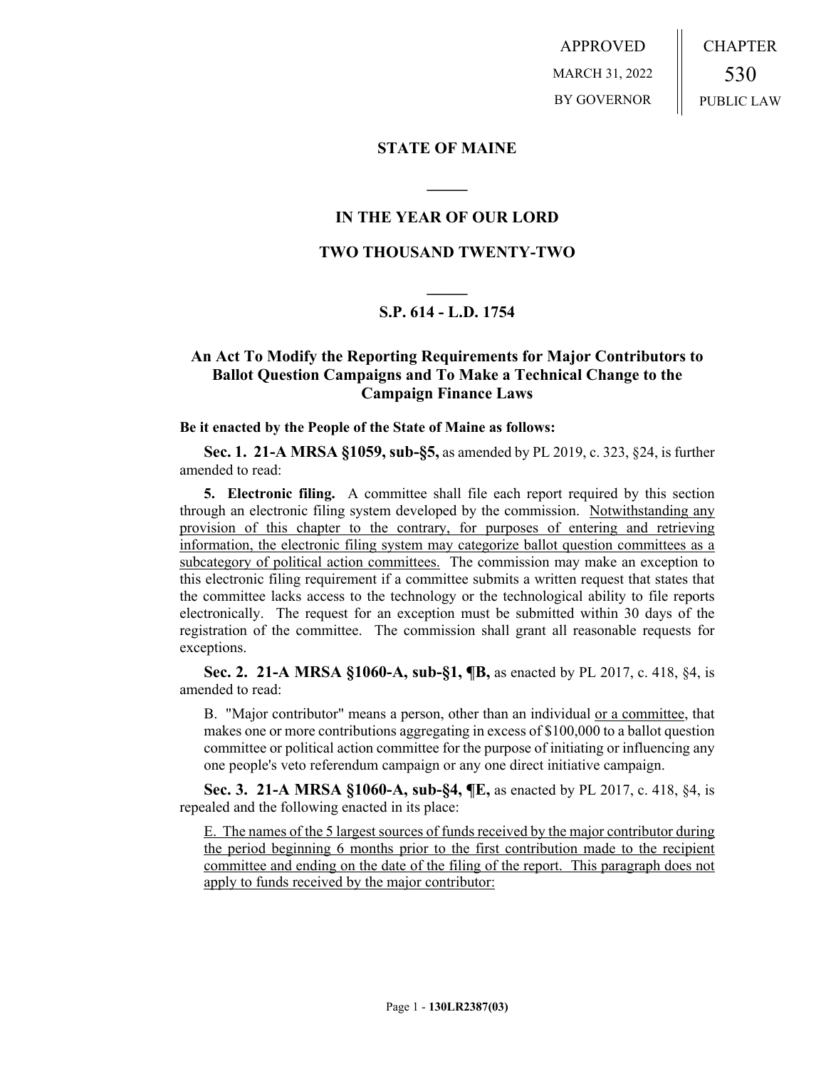APPROVED
MARCH 31, 2022
BY GOVERNOR

CHAPTER
530
PUBLIC LAW

## STATE OF MAINE

## IN THE YEAR OF OUR LORD

## TWO THOUSAND TWENTY-TWO

## S.P. 614 - L.D. 1754

## An Act To Modify the Reporting Requirements for Major Contributors to Ballot Question Campaigns and To Make a Technical Change to the Campaign Finance Laws

**Be it enacted by the People of the State of Maine as follows:**

**Sec. 1. 21-A MRSA §1059, sub-§5,** as amended by PL 2019, c. 323, §24, is further amended to read:

**5. Electronic filing.** A committee shall file each report required by this section through an electronic filing system developed by the commission. Notwithstanding any provision of this chapter to the contrary, for purposes of entering and retrieving information, the electronic filing system may categorize ballot question committees as a subcategory of political action committees. The commission may make an exception to this electronic filing requirement if a committee submits a written request that states that the committee lacks access to the technology or the technological ability to file reports electronically. The request for an exception must be submitted within 30 days of the registration of the committee. The commission shall grant all reasonable requests for exceptions.

**Sec. 2. 21-A MRSA §1060-A, sub-§1, ¶B,** as enacted by PL 2017, c. 418, §4, is amended to read:

B. "Major contributor" means a person, other than an individual or a committee, that makes one or more contributions aggregating in excess of $100,000 to a ballot question committee or political action committee for the purpose of initiating or influencing any one people's veto referendum campaign or any one direct initiative campaign.

**Sec. 3. 21-A MRSA §1060-A, sub-§4, ¶E,** as enacted by PL 2017, c. 418, §4, is repealed and the following enacted in its place:

E. The names of the 5 largest sources of funds received by the major contributor during the period beginning 6 months prior to the first contribution made to the recipient committee and ending on the date of the filing of the report. This paragraph does not apply to funds received by the major contributor: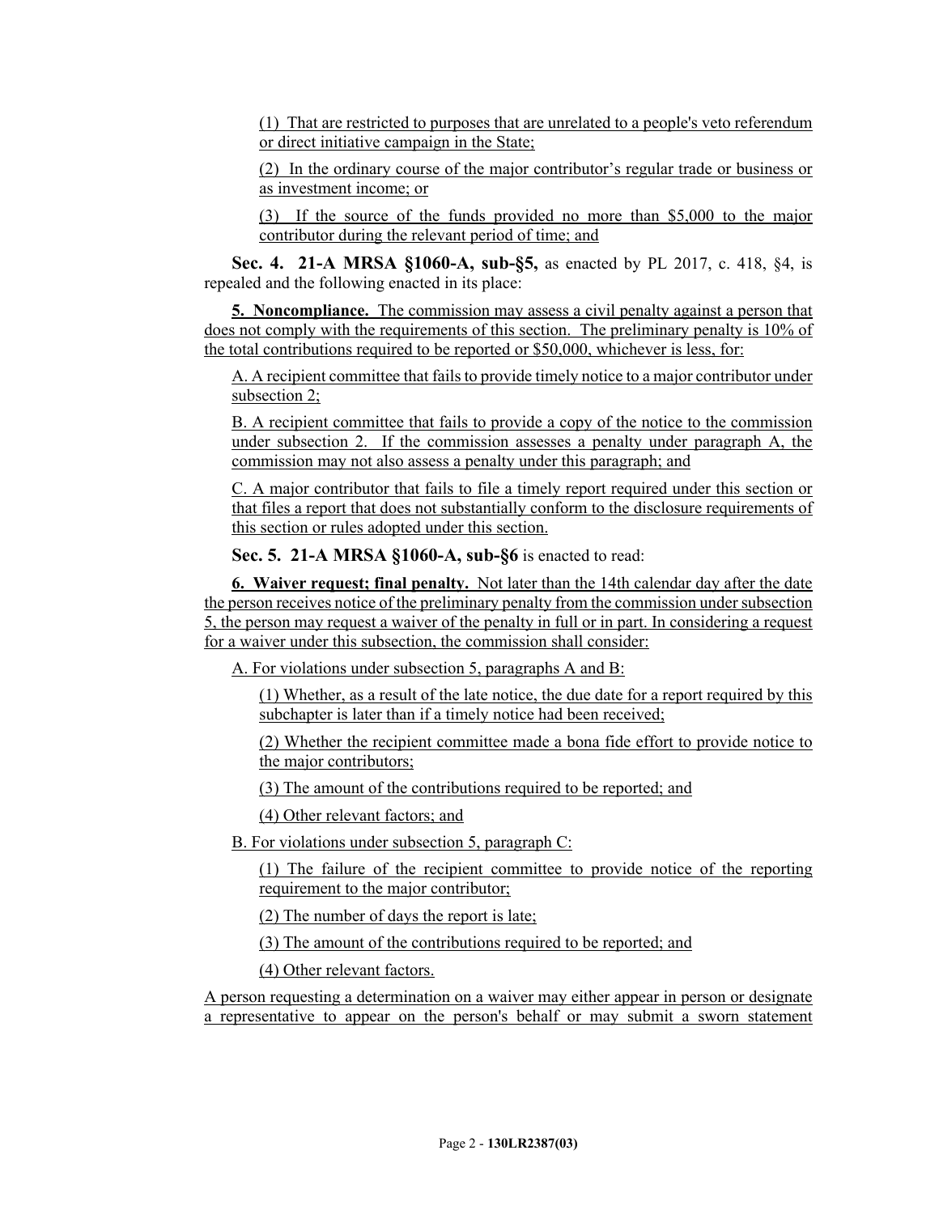(1) That are restricted to purposes that are unrelated to a people's veto referendum or direct initiative campaign in the State;

(2) In the ordinary course of the major contributor's regular trade or business or as investment income; or

(3) If the source of the funds provided no more than $5,000 to the major contributor during the relevant period of time; and

**Sec. 4. 21-A MRSA §1060-A, sub-§5,** as enacted by PL 2017, c. 418, §4, is repealed and the following enacted in its place:

**5. Noncompliance.** The commission may assess a civil penalty against a person that does not comply with the requirements of this section. The preliminary penalty is 10% of the total contributions required to be reported or $50,000, whichever is less, for:

A. A recipient committee that fails to provide timely notice to a major contributor under subsection 2;

B. A recipient committee that fails to provide a copy of the notice to the commission under subsection 2. If the commission assesses a penalty under paragraph A, the commission may not also assess a penalty under this paragraph; and

C. A major contributor that fails to file a timely report required under this section or that files a report that does not substantially conform to the disclosure requirements of this section or rules adopted under this section.

**Sec. 5. 21-A MRSA §1060-A, sub-§6** is enacted to read:

**6. Waiver request; final penalty.** Not later than the 14th calendar day after the date the person receives notice of the preliminary penalty from the commission under subsection 5, the person may request a waiver of the penalty in full or in part. In considering a request for a waiver under this subsection, the commission shall consider:

A. For violations under subsection 5, paragraphs A and B:

(1) Whether, as a result of the late notice, the due date for a report required by this subchapter is later than if a timely notice had been received;

(2) Whether the recipient committee made a bona fide effort to provide notice to the major contributors;

(3) The amount of the contributions required to be reported; and

(4) Other relevant factors; and

B. For violations under subsection 5, paragraph C:

(1) The failure of the recipient committee to provide notice of the reporting requirement to the major contributor;

(2) The number of days the report is late;

(3) The amount of the contributions required to be reported; and

(4) Other relevant factors.

A person requesting a determination on a waiver may either appear in person or designate a representative to appear on the person's behalf or may submit a sworn statement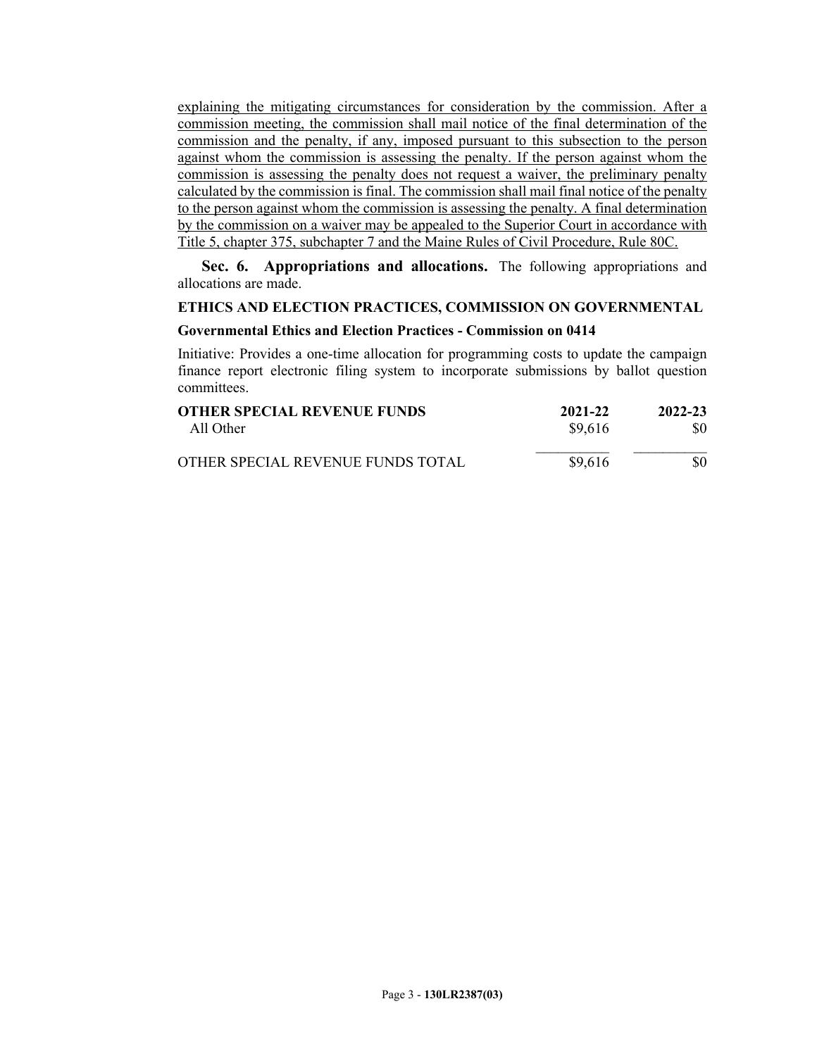explaining the mitigating circumstances for consideration by the commission. After a commission meeting, the commission shall mail notice of the final determination of the commission and the penalty, if any, imposed pursuant to this subsection to the person against whom the commission is assessing the penalty. If the person against whom the commission is assessing the penalty does not request a waiver, the preliminary penalty calculated by the commission is final. The commission shall mail final notice of the penalty to the person against whom the commission is assessing the penalty. A final determination by the commission on a waiver may be appealed to the Superior Court in accordance with Title 5, chapter 375, subchapter 7 and the Maine Rules of Civil Procedure, Rule 80C.

**Sec. 6. Appropriations and allocations.** The following appropriations and allocations are made.

**ETHICS AND ELECTION PRACTICES, COMMISSION ON GOVERNMENTAL**

**Governmental Ethics and Election Practices - Commission on 0414**

Initiative: Provides a one-time allocation for programming costs to update the campaign finance report electronic filing system to incorporate submissions by ballot question committees.

| OTHER SPECIAL REVENUE FUNDS | 2021-22 | 2022-23 |
|---|---|---|
| All Other | $9,616 | $0 |
| OTHER SPECIAL REVENUE FUNDS TOTAL | $9,616 | $0 |